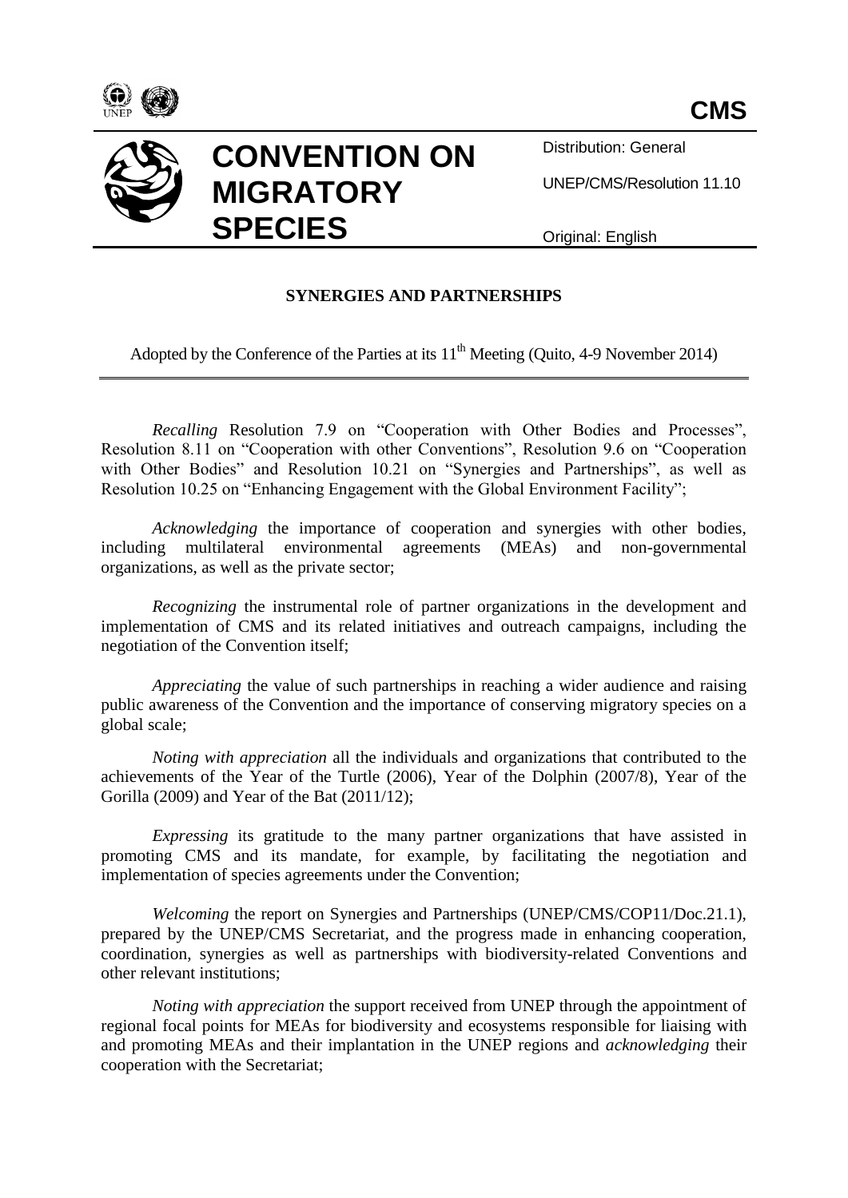CMS

# CONVENTION ON MIGRATORY SPECIES

Distribution: General

UNEP/CMS/Resolution 11.10

Original: English

## SYNERGIES AND PARTNERSHIPS

Adopted by the Conference of the Parties at its 11th Meeting (Quito, 4-9 November 2014)

---

*Recalling* Resolution 7.9 on "Cooperation with Other Bodies and Processes", Resolution 8.11 on "Cooperation with other Conventions", Resolution 9.6 on "Cooperation with Other Bodies" and Resolution 10.21 on "Synergies and Partnerships", as well as Resolution 10.25 on "Enhancing Engagement with the Global Environment Facility";

*Acknowledging* the importance of cooperation and synergies with other bodies, including multilateral environmental agreements (MEAs) and non-governmental organizations, as well as the private sector;

*Recognizing* the instrumental role of partner organizations in the development and implementation of CMS and its related initiatives and outreach campaigns, including the negotiation of the Convention itself;

*Appreciating* the value of such partnerships in reaching a wider audience and raising public awareness of the Convention and the importance of conserving migratory species on a global scale;

*Noting with appreciation* all the individuals and organizations that contributed to the achievements of the Year of the Turtle (2006), Year of the Dolphin (2007/8), Year of the Gorilla (2009) and Year of the Bat (2011/12);

*Expressing* its gratitude to the many partner organizations that have assisted in promoting CMS and its mandate, for example, by facilitating the negotiation and implementation of species agreements under the Convention;

*Welcoming* the report on Synergies and Partnerships (UNEP/CMS/COP11/Doc.21.1), prepared by the UNEP/CMS Secretariat, and the progress made in enhancing cooperation, coordination, synergies as well as partnerships with biodiversity-related Conventions and other relevant institutions;

*Noting with appreciation* the support received from UNEP through the appointment of regional focal points for MEAs for biodiversity and ecosystems responsible for liaising with and promoting MEAs and their implantation in the UNEP regions and *acknowledging* their cooperation with the Secretariat;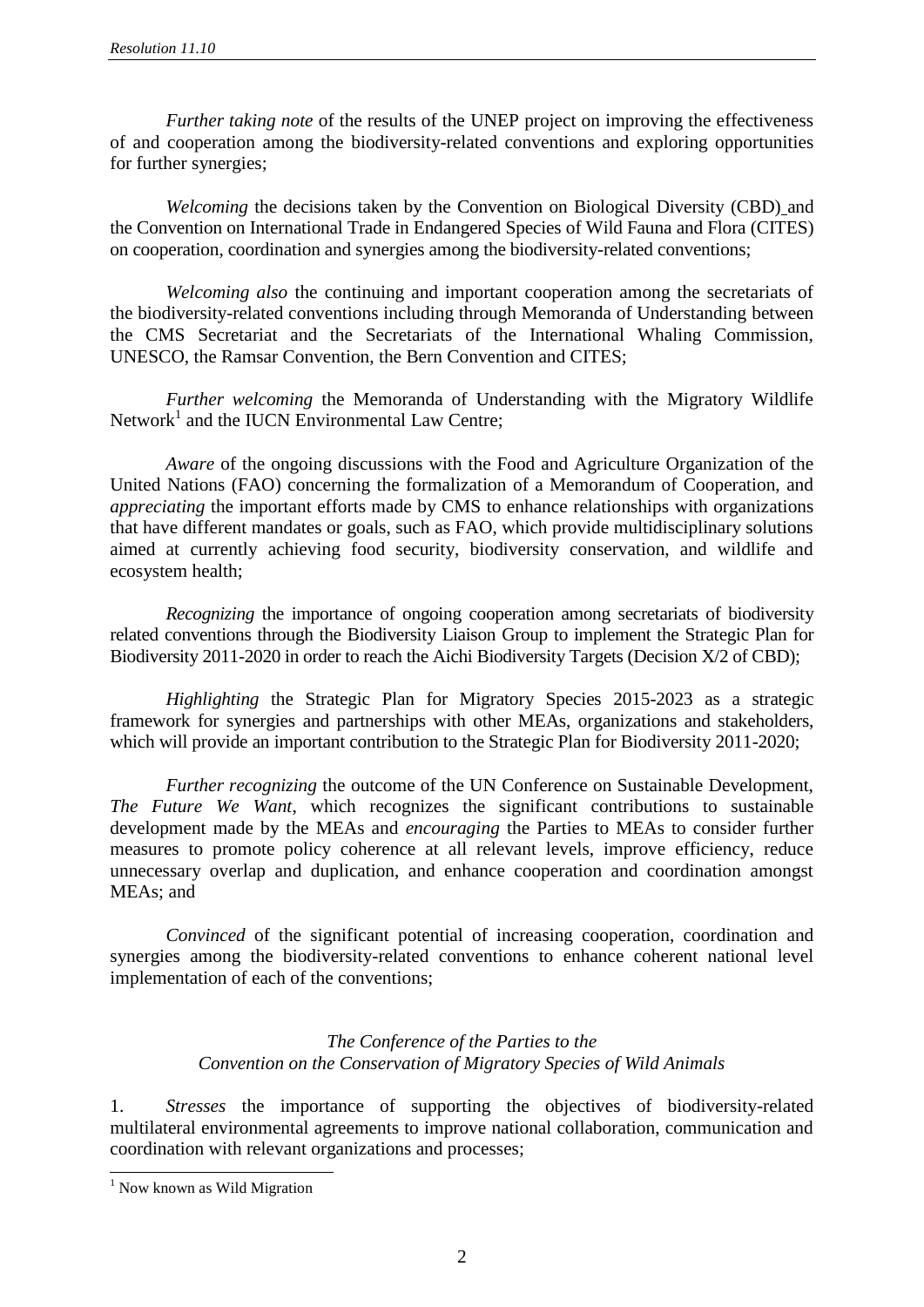*Further taking note* of the results of the UNEP project on improving the effectiveness of and cooperation among the biodiversity-related conventions and exploring opportunities for further synergies;

*Welcoming* the decisions taken by the Convention on Biological Diversity (CBD) and the Convention on International Trade in Endangered Species of Wild Fauna and Flora (CITES) on cooperation, coordination and synergies among the biodiversity-related conventions;

*Welcoming also* the continuing and important cooperation among the secretariats of the biodiversity-related conventions including through Memoranda of Understanding between the CMS Secretariat and the Secretariats of the International Whaling Commission, UNESCO, the Ramsar Convention, the Bern Convention and CITES;

*Further welcoming* the Memoranda of Understanding with the Migratory Wildlife Network[1] and the IUCN Environmental Law Centre;

*Aware* of the ongoing discussions with the Food and Agriculture Organization of the United Nations (FAO) concerning the formalization of a Memorandum of Cooperation, and *appreciating* the important efforts made by CMS to enhance relationships with organizations that have different mandates or goals, such as FAO, which provide multidisciplinary solutions aimed at currently achieving food security, biodiversity conservation, and wildlife and ecosystem health;

*Recognizing* the importance of ongoing cooperation among secretariats of biodiversity related conventions through the Biodiversity Liaison Group to implement the Strategic Plan for Biodiversity 2011-2020 in order to reach the Aichi Biodiversity Targets (Decision X/2 of CBD);

*Highlighting* the Strategic Plan for Migratory Species 2015-2023 as a strategic framework for synergies and partnerships with other MEAs, organizations and stakeholders, which will provide an important contribution to the Strategic Plan for Biodiversity 2011-2020;

*Further recognizing* the outcome of the UN Conference on Sustainable Development, *The Future We Want*, which recognizes the significant contributions to sustainable development made by the MEAs and *encouraging* the Parties to MEAs to consider further measures to promote policy coherence at all relevant levels, improve efficiency, reduce unnecessary overlap and duplication, and enhance cooperation and coordination amongst MEAs; and

*Convinced* of the significant potential of increasing cooperation, coordination and synergies among the biodiversity-related conventions to enhance coherent national level implementation of each of the conventions;

*The Conference of the Parties to the*
*Convention on the Conservation of Migratory Species of Wild Animals*

1. *Stresses* the importance of supporting the objectives of biodiversity-related multilateral environmental agreements to improve national collaboration, communication and coordination with relevant organizations and processes;

[1] Now known as Wild Migration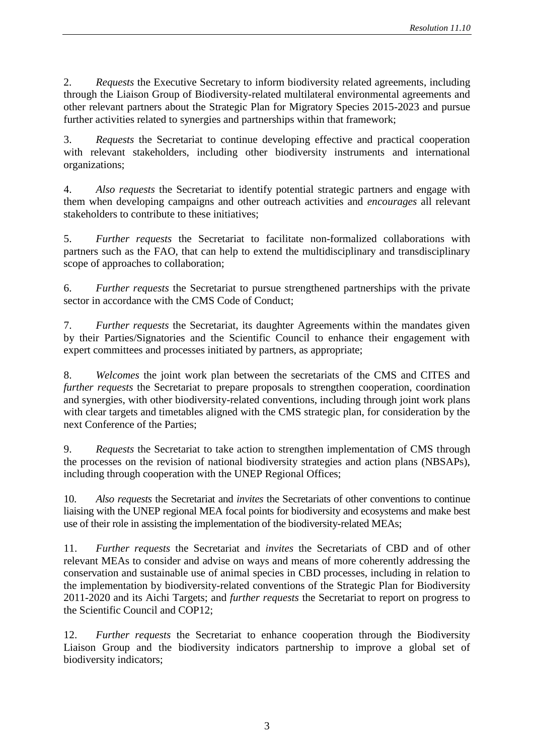2. *Requests* the Executive Secretary to inform biodiversity related agreements, including through the Liaison Group of Biodiversity-related multilateral environmental agreements and other relevant partners about the Strategic Plan for Migratory Species 2015-2023 and pursue further activities related to synergies and partnerships within that framework;

3. *Requests* the Secretariat to continue developing effective and practical cooperation with relevant stakeholders, including other biodiversity instruments and international organizations;

4. *Also requests* the Secretariat to identify potential strategic partners and engage with them when developing campaigns and other outreach activities and *encourages* all relevant stakeholders to contribute to these initiatives;

5. *Further requests* the Secretariat to facilitate non-formalized collaborations with partners such as the FAO, that can help to extend the multidisciplinary and transdisciplinary scope of approaches to collaboration;

6. *Further requests* the Secretariat to pursue strengthened partnerships with the private sector in accordance with the CMS Code of Conduct;

7. *Further requests* the Secretariat, its daughter Agreements within the mandates given by their Parties/Signatories and the Scientific Council to enhance their engagement with expert committees and processes initiated by partners, as appropriate;

8. *Welcomes* the joint work plan between the secretariats of the CMS and CITES and *further requests* the Secretariat to prepare proposals to strengthen cooperation, coordination and synergies, with other biodiversity-related conventions, including through joint work plans with clear targets and timetables aligned with the CMS strategic plan, for consideration by the next Conference of the Parties;

9. *Requests* the Secretariat to take action to strengthen implementation of CMS through the processes on the revision of national biodiversity strategies and action plans (NBSAPs), including through cooperation with the UNEP Regional Offices;

10. *Also requests* the Secretariat and *invites* the Secretariats of other conventions to continue liaising with the UNEP regional MEA focal points for biodiversity and ecosystems and make best use of their role in assisting the implementation of the biodiversity-related MEAs;

11. *Further requests* the Secretariat and *invites* the Secretariats of CBD and of other relevant MEAs to consider and advise on ways and means of more coherently addressing the conservation and sustainable use of animal species in CBD processes, including in relation to the implementation by biodiversity-related conventions of the Strategic Plan for Biodiversity 2011-2020 and its Aichi Targets; and *further requests* the Secretariat to report on progress to the Scientific Council and COP12;

12. *Further requests* the Secretariat to enhance cooperation through the Biodiversity Liaison Group and the biodiversity indicators partnership to improve a global set of biodiversity indicators;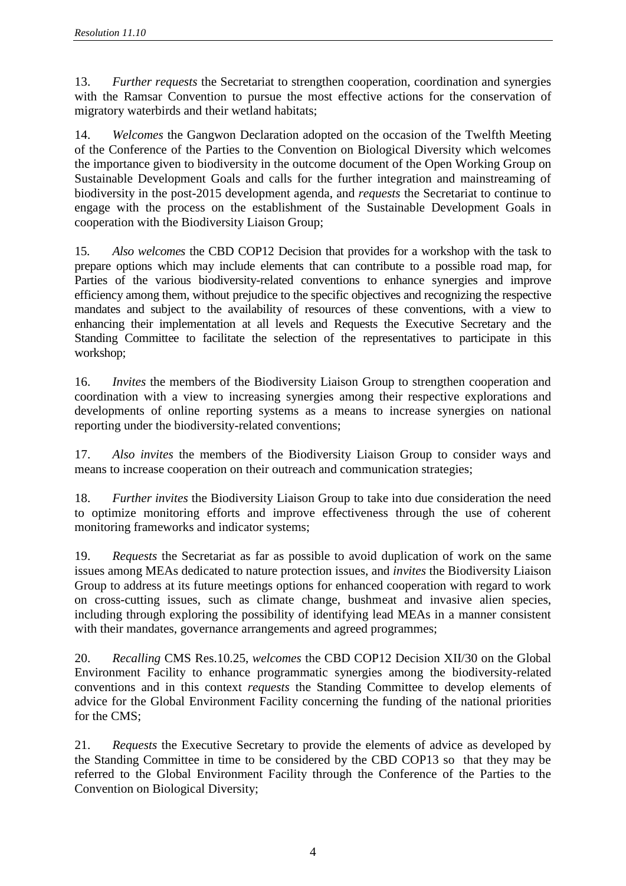13. *Further requests* the Secretariat to strengthen cooperation, coordination and synergies with the Ramsar Convention to pursue the most effective actions for the conservation of migratory waterbirds and their wetland habitats;

14. *Welcomes* the Gangwon Declaration adopted on the occasion of the Twelfth Meeting of the Conference of the Parties to the Convention on Biological Diversity which welcomes the importance given to biodiversity in the outcome document of the Open Working Group on Sustainable Development Goals and calls for the further integration and mainstreaming of biodiversity in the post-2015 development agenda, and *requests* the Secretariat to continue to engage with the process on the establishment of the Sustainable Development Goals in cooperation with the Biodiversity Liaison Group;

15. *Also welcomes* the CBD COP12 Decision that provides for a workshop with the task to prepare options which may include elements that can contribute to a possible road map, for Parties of the various biodiversity-related conventions to enhance synergies and improve efficiency among them, without prejudice to the specific objectives and recognizing the respective mandates and subject to the availability of resources of these conventions, with a view to enhancing their implementation at all levels and Requests the Executive Secretary and the Standing Committee to facilitate the selection of the representatives to participate in this workshop;

16. *Invites* the members of the Biodiversity Liaison Group to strengthen cooperation and coordination with a view to increasing synergies among their respective explorations and developments of online reporting systems as a means to increase synergies on national reporting under the biodiversity-related conventions;

17. *Also invites* the members of the Biodiversity Liaison Group to consider ways and means to increase cooperation on their outreach and communication strategies;

18. *Further invites* the Biodiversity Liaison Group to take into due consideration the need to optimize monitoring efforts and improve effectiveness through the use of coherent monitoring frameworks and indicator systems;

19. *Requests* the Secretariat as far as possible to avoid duplication of work on the same issues among MEAs dedicated to nature protection issues, and *invites* the Biodiversity Liaison Group to address at its future meetings options for enhanced cooperation with regard to work on cross-cutting issues, such as climate change, bushmeat and invasive alien species, including through exploring the possibility of identifying lead MEAs in a manner consistent with their mandates, governance arrangements and agreed programmes;

20. *Recalling* CMS Res.10.25, *welcomes* the CBD COP12 Decision XII/30 on the Global Environment Facility to enhance programmatic synergies among the biodiversity-related conventions and in this context *requests* the Standing Committee to develop elements of advice for the Global Environment Facility concerning the funding of the national priorities for the CMS;

21. *Requests* the Executive Secretary to provide the elements of advice as developed by the Standing Committee in time to be considered by the CBD COP13 so that they may be referred to the Global Environment Facility through the Conference of the Parties to the Convention on Biological Diversity;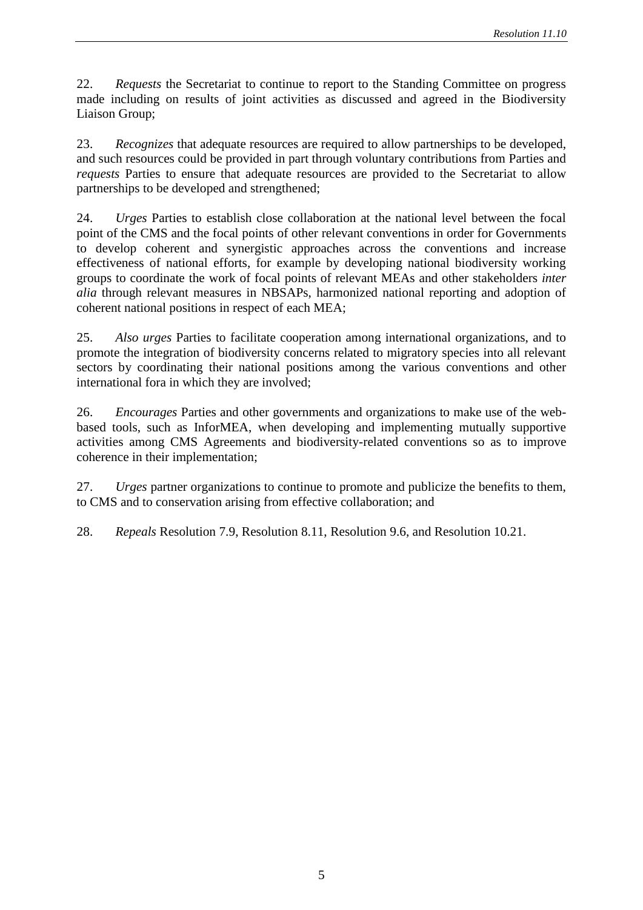22. *Requests* the Secretariat to continue to report to the Standing Committee on progress made including on results of joint activities as discussed and agreed in the Biodiversity Liaison Group;

23. *Recognizes* that adequate resources are required to allow partnerships to be developed, and such resources could be provided in part through voluntary contributions from Parties and *requests* Parties to ensure that adequate resources are provided to the Secretariat to allow partnerships to be developed and strengthened;

24. *Urges* Parties to establish close collaboration at the national level between the focal point of the CMS and the focal points of other relevant conventions in order for Governments to develop coherent and synergistic approaches across the conventions and increase effectiveness of national efforts, for example by developing national biodiversity working groups to coordinate the work of focal points of relevant MEAs and other stakeholders *inter alia* through relevant measures in NBSAPs, harmonized national reporting and adoption of coherent national positions in respect of each MEA;

25. *Also urges* Parties to facilitate cooperation among international organizations, and to promote the integration of biodiversity concerns related to migratory species into all relevant sectors by coordinating their national positions among the various conventions and other international fora in which they are involved;

26. *Encourages* Parties and other governments and organizations to make use of the web-based tools, such as InforMEA, when developing and implementing mutually supportive activities among CMS Agreements and biodiversity-related conventions so as to improve coherence in their implementation;

27. *Urges* partner organizations to continue to promote and publicize the benefits to them, to CMS and to conservation arising from effective collaboration; and

28. *Repeals* Resolution 7.9, Resolution 8.11, Resolution 9.6, and Resolution 10.21.